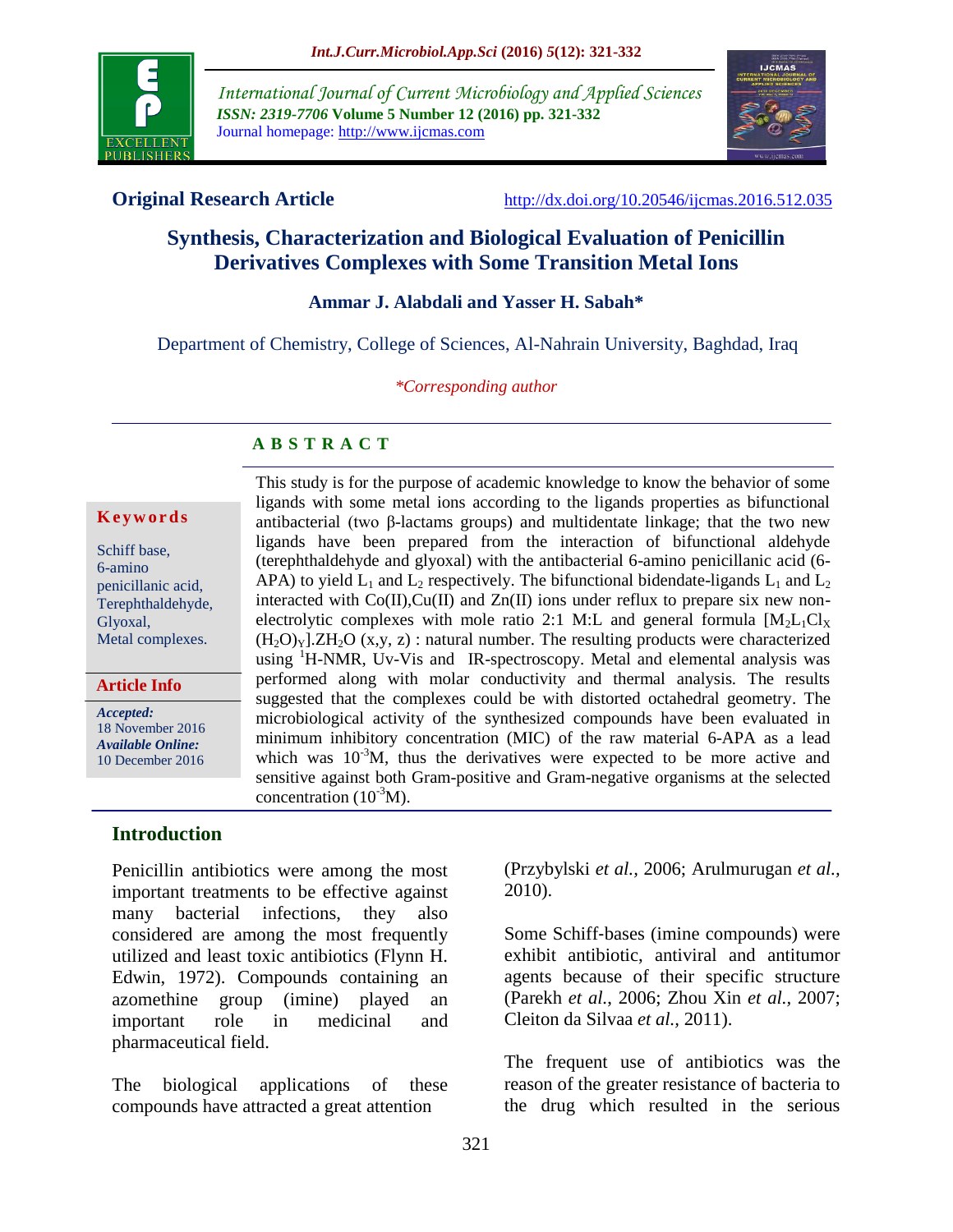International Journal of Current Microbiology and Applied Sciences
*ISSN: 2319-7706* **Volume 5 Number 12 (2016) pp. 321-332**
Journal homepage: http://www.ijcmas.com

**Original Research Article** http://dx.doi.org/10.20546/ijcmas.2016.512.035

# Synthesis, Characterization and Biological Evaluation of Penicillin Derivatives Complexes with Some Transition Metal Ions

**Ammar J. Alabdali and Yasser H. Sabah***

Department of Chemistry, College of Sciences, Al-Nahrain University, Baghdad, Iraq

*\*Corresponding author*

## A B S T R A C T

**Keywords**

Schiff base, 6-amino penicillanic acid, Terephthaldehyde, Glyoxal, Metal complexes.

**Article Info**

*Accepted:* 18 November 2016
*Available Online:* 10 December 2016

This study is for the purpose of academic knowledge to know the behavior of some ligands with some metal ions according to the ligands properties as bifunctional antibacterial (two β-lactams groups) and multidentate linkage; that the two new ligands have been prepared from the interaction of bifunctional aldehyde (terephthaldehyde and glyoxal) with the antibacterial 6-amino penicillanic acid (6-APA) to yield $L_1$ and $L_2$ respectively. The bifunctional bidendate-ligands $L_1$ and $L_2$ interacted with Co(II),Cu(II) and Zn(II) ions under reflux to prepare six new non-electrolytic complexes with mole ratio 2:1 M:L and general formula $[M_2L_1Cl_X(H_2O)_Y].ZH_2O$ (x,y, z) : natural number. The resulting products were characterized using $^1$H-NMR, Uv-Vis and IR-spectroscopy. Metal and elemental analysis was performed along with molar conductivity and thermal analysis. The results suggested that the complexes could be with distorted octahedral geometry. The microbiological activity of the synthesized compounds have been evaluated in minimum inhibitory concentration (MIC) of the raw material 6-APA as a lead which was $10^{-3}$M, thus the derivatives were expected to be more active and sensitive against both Gram-positive and Gram-negative organisms at the selected concentration ($10^{-3}$M).

## Introduction

Penicillin antibiotics were among the most important treatments to be effective against many bacterial infections, they also considered are among the most frequently utilized and least toxic antibiotics (Flynn H. Edwin, 1972). Compounds containing an azomethine group (imine) played an important role in medicinal and pharmaceutical field.

The biological applications of these compounds have attracted a great attention (Przybylski *et al.,* 2006; Arulmurugan *et al.,* 2010).

Some Schiff-bases (imine compounds) were exhibit antibiotic, antiviral and antitumor agents because of their specific structure (Parekh *et al.,* 2006; Zhou Xin *et al.,* 2007; Cleiton da Silvaa *et al.,* 2011).

The frequent use of antibiotics was the reason of the greater resistance of bacteria to the drug which resulted in the serious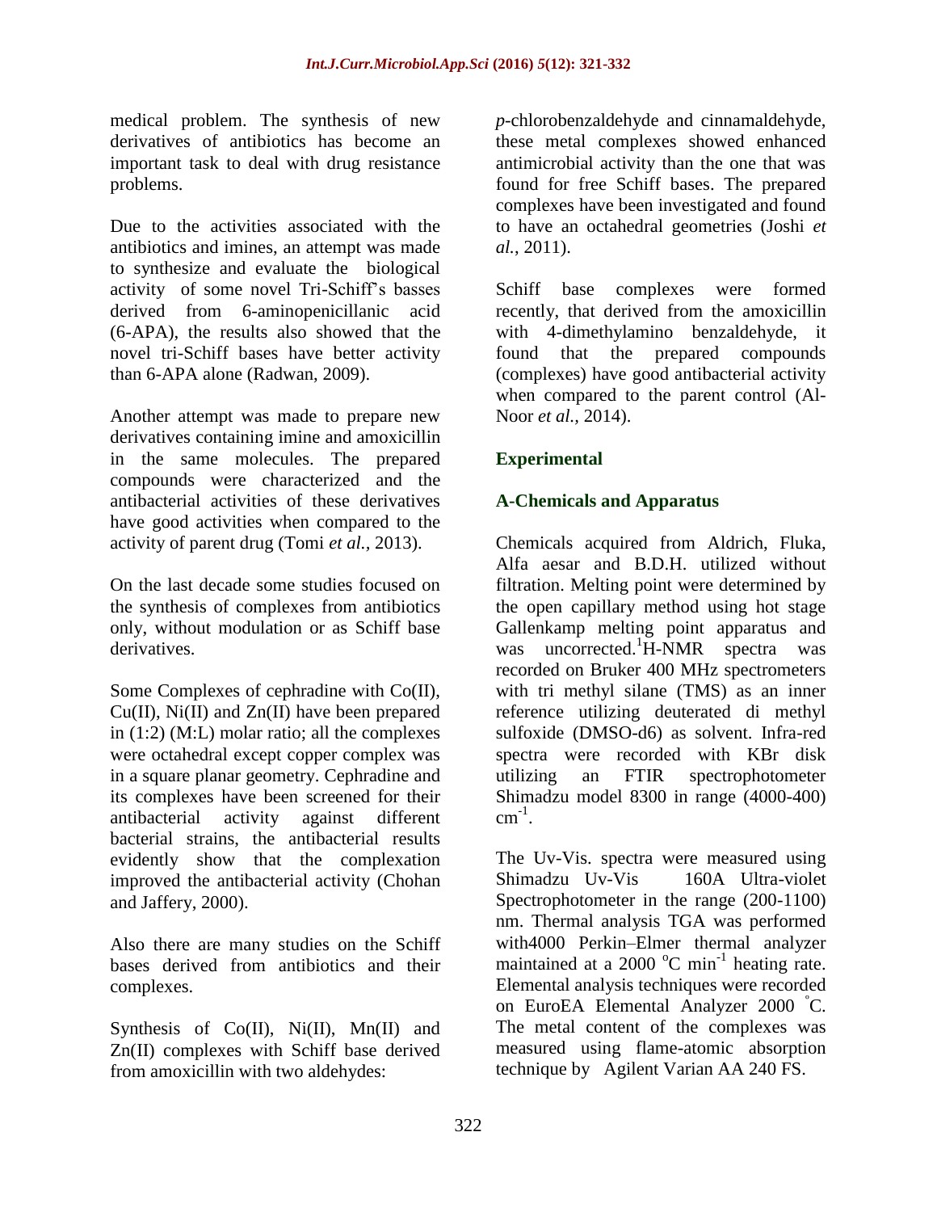medical problem. The synthesis of new derivatives of antibiotics has become an important task to deal with drug resistance problems.

Due to the activities associated with the antibiotics and imines, an attempt was made to synthesize and evaluate the biological activity of some novel Tri-Schiff's basses derived from 6-aminopenicillanic acid (6-APA), the results also showed that the novel tri-Schiff bases have better activity than 6-APA alone (Radwan, 2009).

Another attempt was made to prepare new derivatives containing imine and amoxicillin in the same molecules. The prepared compounds were characterized and the antibacterial activities of these derivatives have good activities when compared to the activity of parent drug (Tomi *et al.*, 2013).

On the last decade some studies focused on the synthesis of complexes from antibiotics only, without modulation or as Schiff base derivatives.

Some Complexes of cephradine with Co(II), Cu(II), Ni(II) and Zn(II) have been prepared in (1:2) (M:L) molar ratio; all the complexes were octahedral except copper complex was in a square planar geometry. Cephradine and its complexes have been screened for their antibacterial activity against different bacterial strains, the antibacterial results evidently show that the complexation improved the antibacterial activity (Chohan and Jaffery, 2000).

Also there are many studies on the Schiff bases derived from antibiotics and their complexes.

Synthesis of Co(II), Ni(II), Mn(II) and Zn(II) complexes with Schiff base derived from amoxicillin with two aldehydes: *p*-chlorobenzaldehyde and cinnamaldehyde, these metal complexes showed enhanced antimicrobial activity than the one that was found for free Schiff bases. The prepared complexes have been investigated and found to have an octahedral geometries (Joshi *et al.*, 2011).

Schiff base complexes were formed recently, that derived from the amoxicillin with 4-dimethylamino benzaldehyde, it found that the prepared compounds (complexes) have good antibacterial activity when compared to the parent control (Al-Noor *et al.*, 2014).

## Experimental

### A-Chemicals and Apparatus

Chemicals acquired from Aldrich, Fluka, Alfa aesar and B.D.H. utilized without filtration. Melting point were determined by the open capillary method using hot stage Gallenkamp melting point apparatus and was uncorrected. $^{1}$H-NMR spectra was recorded on Bruker 400 MHz spectrometers with tri methyl silane (TMS) as an inner reference utilizing deuterated di methyl sulfoxide (DMSO-d6) as solvent. Infra-red spectra were recorded with KBr disk utilizing an FTIR spectrophotometer Shimadzu model 8300 in range (4000-400) $cm^{-1}$.

The Uv-Vis. spectra were measured using Shimadzu Uv-Vis 160A Ultra-violet Spectrophotometer in the range (200-1100) nm. Thermal analysis TGA was performed with4000 Perkin–Elmer thermal analyzer maintained at a 2000 $^{o}C$ $min^{-1}$ heating rate. Elemental analysis techniques were recorded on EuroEA Elemental Analyzer 2000 $^{\circ}C$. The metal content of the complexes was measured using flame-atomic absorption technique by Agilent Varian AA 240 FS.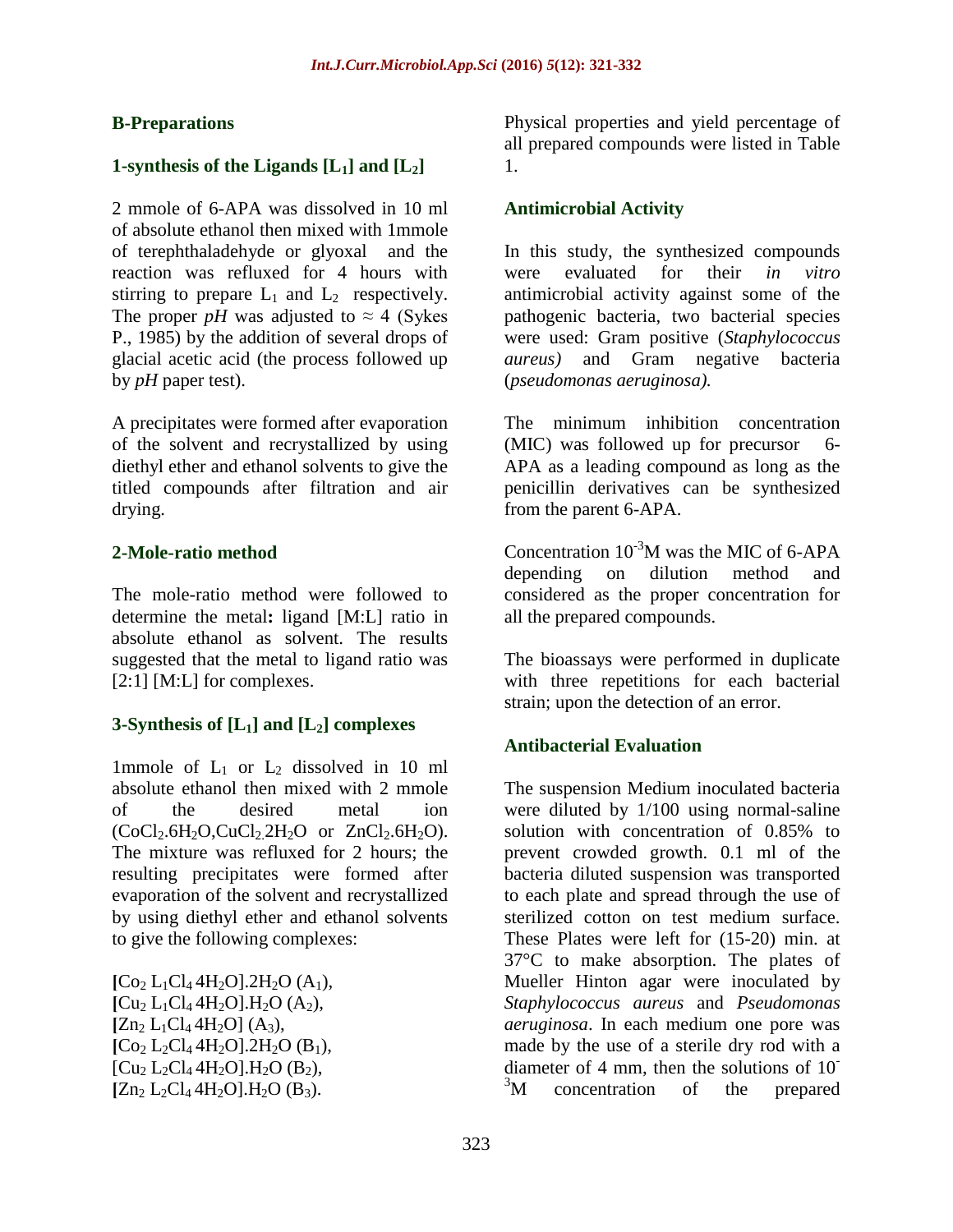## B-Preparations

### 1-synthesis of the Ligands [$L_1$] and [$L_2$]

2 mmole of 6-APA was dissolved in 10 ml of absolute ethanol then mixed with 1mmole of terephthaladehyde or glyoxal and the reaction was refluxed for 4 hours with stirring to prepare $L_1$ and $L_2$ respectively. The proper *pH* was adjusted to ≈ 4 (Sykes P., 1985) by the addition of several drops of glacial acetic acid (the process followed up by *pH* paper test).

A precipitates were formed after evaporation of the solvent and recrystallized by using diethyl ether and ethanol solvents to give the titled compounds after filtration and air drying.

### 2-Mole-ratio method

The mole-ratio method were followed to determine the metal**:** ligand [M:L] ratio in absolute ethanol as solvent. The results suggested that the metal to ligand ratio was [2:1] [M:L] for complexes.

### 3-Synthesis of [$L_1$] and [$L_2$] complexes

1mmole of $L_1$ or $L_2$ dissolved in 10 ml absolute ethanol then mixed with 2 mmole of the desired metal ion ($CoCl_2.6H_2O$, $CuCl_2.2H_2O$ or $ZnCl_2.6H_2O$). The mixture was refluxed for 2 hours; the resulting precipitates were formed after evaporation of the solvent and recrystallized by using diethyl ether and ethanol solvents to give the following complexes:

[$Co_2 L_1Cl_4 4H_2O$].$2H_2O$ ($A_1$),
[$Cu_2 L_1Cl_4 4H_2O$].$H_2O$ ($A_2$),
[$Zn_2 L_1Cl_4 4H_2O$] ($A_3$),
[$Co_2 L_2Cl_4 4H_2O$].$2H_2O$ ($B_1$),
[$Cu_2 L_2Cl_4 4H_2O$].$H_2O$ ($B_2$),
[$Zn_2 L_2Cl_4 4H_2O$].$H_2O$ ($B_3$).

Physical properties and yield percentage of all prepared compounds were listed in Table 1.

## Antimicrobial Activity

In this study, the synthesized compounds were evaluated for their *in vitro* antimicrobial activity against some of the pathogenic bacteria, two bacterial species were used: Gram positive (*Staphylococcus aureus)* and Gram negative bacteria (*pseudomonas aeruginosa).*

The minimum inhibition concentration (MIC) was followed up for precursor 6-APA as a leading compound as long as the penicillin derivatives can be synthesized from the parent 6-APA.

Concentration $10^{-3}$M was the MIC of 6-APA depending on dilution method and considered as the proper concentration for all the prepared compounds.

The bioassays were performed in duplicate with three repetitions for each bacterial strain; upon the detection of an error.

## Antibacterial Evaluation

The suspension Medium inoculated bacteria were diluted by 1/100 using normal-saline solution with concentration of 0.85% to prevent crowded growth. 0.1 ml of the bacteria diluted suspension was transported to each plate and spread through the use of sterilized cotton on test medium surface. These Plates were left for (15-20) min. at 37°C to make absorption. The plates of Mueller Hinton agar were inoculated by *Staphylococcus aureus* and *Pseudomonas aeruginosa*. In each medium one pore was made by the use of a sterile dry rod with a diameter of 4 mm, then the solutions of $10^{-3}$M concentration of the prepared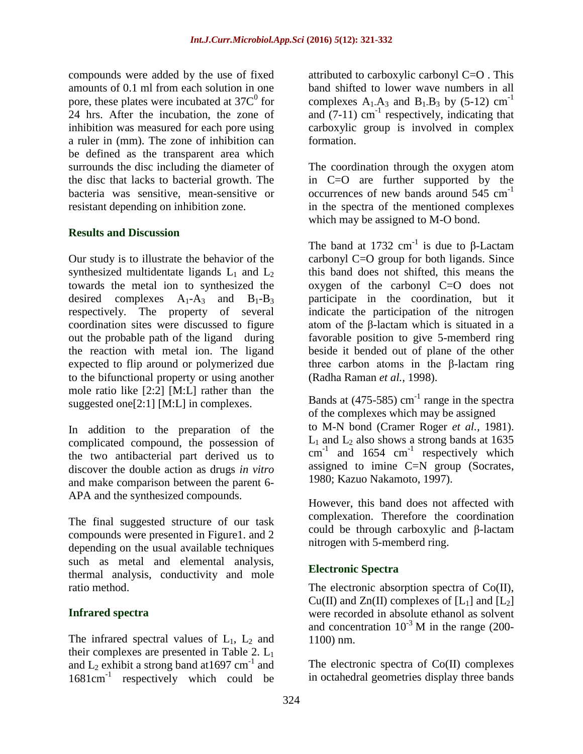compounds were added by the use of fixed amounts of 0.1 ml from each solution in one pore, these plates were incubated at $37C^0$ for 24 hrs. After the incubation, the zone of inhibition was measured for each pore using a ruler in (mm). The zone of inhibition can be defined as the transparent area which surrounds the disc including the diameter of the disc that lacks to bacterial growth. The bacteria was sensitive, mean-sensitive or resistant depending on inhibition zone.

## Results and Discussion

Our study is to illustrate the behavior of the synthesized multidentate ligands $L_1$ and $L_2$ towards the metal ion to synthesized the desired complexes $A_1$-$A_3$ and $B_1$-$B_3$ respectively. The property of several coordination sites were discussed to figure out the probable path of the ligand during the reaction with metal ion. The ligand expected to flip around or polymerized due to the bifunctional property or using another mole ratio like [2:2] [M:L] rather than the suggested one[2:1] [M:L] in complexes.

In addition to the preparation of the complicated compound, the possession of the two antibacterial part derived us to discover the double action as drugs *in vitro* and make comparison between the parent 6-APA and the synthesized compounds.

The final suggested structure of our task compounds were presented in Figure1. and 2 depending on the usual available techniques such as metal and elemental analysis, thermal analysis, conductivity and mole ratio method.

### Infrared spectra

The infrared spectral values of $L_1$, $L_2$ and their complexes are presented in Table 2. $L_1$ and $L_2$ exhibit a strong band at1697 $cm^{-1}$ and 1681$cm^{-1}$ respectively which could be attributed to carboxylic carbonyl C=O . This band shifted to lower wave numbers in all complexes $A_1$-$A_3$ and $B_1$-$B_3$ by (5-12) $cm^{-1}$ and (7-11) $cm^{-1}$ respectively, indicating that carboxylic group is involved in complex formation.

The coordination through the oxygen atom in C=O are further supported by the occurrences of new bands around 545 $cm^{-1}$ in the spectra of the mentioned complexes which may be assigned to M-O bond.

The band at 1732 $cm^{-1}$ is due to β-Lactam carbonyl C=O group for both ligands. Since this band does not shifted, this means the oxygen of the carbonyl C=O does not participate in the coordination, but it indicate the participation of the nitrogen atom of the β-lactam which is situated in a favorable position to give 5-memberd ring beside it bended out of plane of the other three carbon atoms in the β-lactam ring (Radha Raman *et al.*, 1998).

Bands at (475-585) $cm^{-1}$ range in the spectra of the complexes which may be assigned to M-N bond (Cramer Roger *et al.*, 1981). $L_1$ and $L_2$ also shows a strong bands at 1635 $cm^{-1}$ and 1654 $cm^{-1}$ respectively which assigned to imine C=N group (Socrates, 1980; Kazuo Nakamoto, 1997).

However, this band does not affected with complexation. Therefore the coordination could be through carboxylic and β-lactam nitrogen with 5-memberd ring.

### Electronic Spectra

The electronic absorption spectra of Co(II), Cu(II) and Zn(II) complexes of [$L_1$] and [$L_2$] were recorded in absolute ethanol as solvent and concentration $10^{-3}$ M in the range (200-1100) nm.

The electronic spectra of Co(II) complexes in octahedral geometries display three bands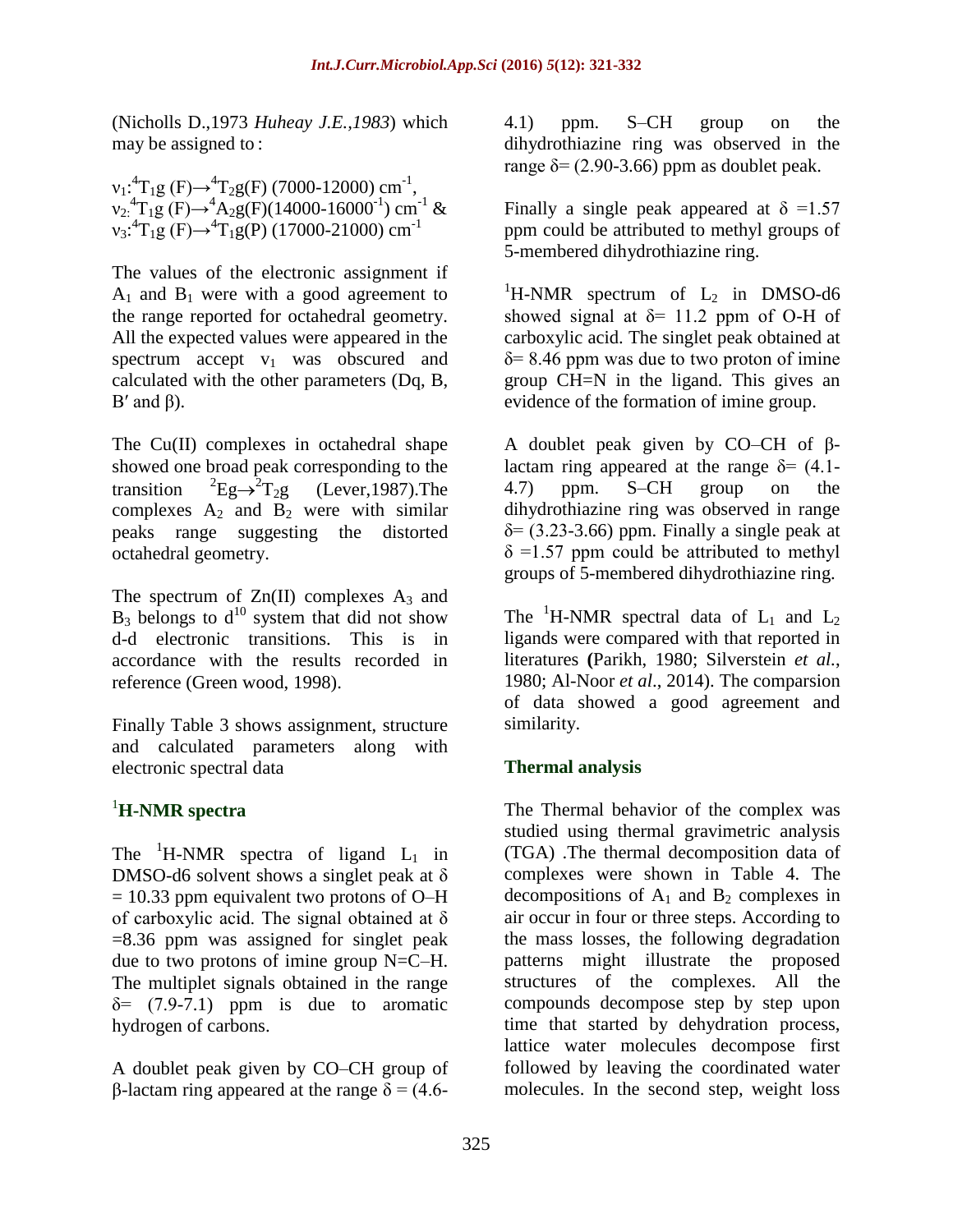(Nicholls D.,1973 *Huheay J.E.,1983*) which may be assigned to :

$\nu_1$:$^4T_1g$ (F)→$^4T_2g$(F) (7000-12000) cm$^{-1}$,
$\nu_2$:$^4T_1g$ (F)→$^4A_2g$(F)(14000-16000$^{-1}$) cm$^{-1}$ &
$\nu_3$:$^4T_1g$ (F)→$^4T_1g$(P) (17000-21000) cm$^{-1}$

The values of the electronic assignment if $A_1$ and $B_1$ were with a good agreement to the range reported for octahedral geometry. All the expected values were appeared in the spectrum accept $\nu_1$ was obscured and calculated with the other parameters (Dq, B, B′ and β).

The Cu(II) complexes in octahedral shape showed one broad peak corresponding to the transition $^2Eg\rightarrow^2T_2g$ (Lever,1987).The complexes $A_2$ and $B_2$ were with similar peaks range suggesting the distorted octahedral geometry.

The spectrum of Zn(II) complexes $A_3$ and $B_3$ belongs to $d^{10}$ system that did not show d-d electronic transitions. This is in accordance with the results recorded in reference (Green wood, 1998).

Finally Table 3 shows assignment, structure and calculated parameters along with electronic spectral data

## $^1$H-NMR spectra

The $^1$H-NMR spectra of ligand $L_1$ in DMSO-d6 solvent shows a singlet peak at δ = 10.33 ppm equivalent two protons of O–H of carboxylic acid. The signal obtained at δ =8.36 ppm was assigned for singlet peak due to two protons of imine group N=C–H. The multiplet signals obtained in the range δ= (7.9-7.1) ppm is due to aromatic hydrogen of carbons.

A doublet peak given by CO–CH group of β-lactam ring appeared at the range δ = (4.6-4.1) ppm. S–CH group on the dihydrothiazine ring was observed in the range δ= (2.90-3.66) ppm as doublet peak.

Finally a single peak appeared at δ =1.57 ppm could be attributed to methyl groups of 5-membered dihydrothiazine ring.

$^1$H-NMR spectrum of $L_2$ in DMSO-d6 showed signal at δ= 11.2 ppm of O-H of carboxylic acid. The singlet peak obtained at δ= 8.46 ppm was due to two proton of imine group CH=N in the ligand. This gives an evidence of the formation of imine group.

A doublet peak given by CO–CH of β-lactam ring appeared at the range δ= (4.1-4.7) ppm. S–CH group on the dihydrothiazine ring was observed in range δ= (3.23-3.66) ppm. Finally a single peak at δ =1.57 ppm could be attributed to methyl groups of 5-membered dihydrothiazine ring.

The $^1$H-NMR spectral data of $L_1$ and $L_2$ ligands were compared with that reported in literatures **(**Parikh, 1980; Silverstein *et al.*, 1980; Al-Noor *et al*., 2014). The comparsion of data showed a good agreement and similarity.

## Thermal analysis

The Thermal behavior of the complex was studied using thermal gravimetric analysis (TGA) .The thermal decomposition data of complexes were shown in Table 4. The decompositions of $A_1$ and $B_2$ complexes in air occur in four or three steps. According to the mass losses, the following degradation patterns might illustrate the proposed structures of the complexes. All the compounds decompose step by step upon time that started by dehydration process, lattice water molecules decompose first followed by leaving the coordinated water molecules. In the second step, weight loss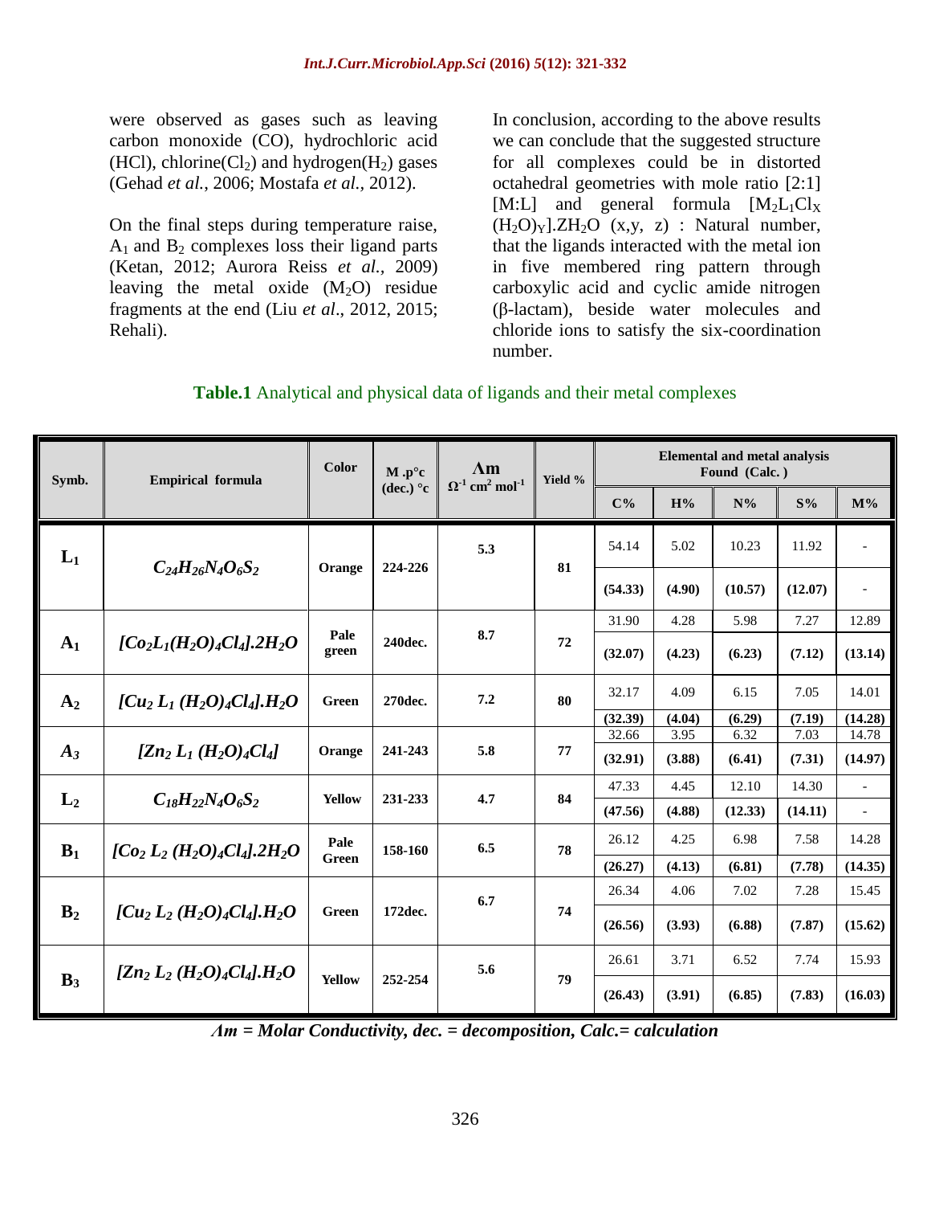were observed as gases such as leaving carbon monoxide (CO), hydrochloric acid (HCl), chlorine($Cl_2$) and hydrogen($H_2$) gases (Gehad *et al.*, 2006; Mostafa *et al.*, 2012).

On the final steps during temperature raise, $A_1$ and $B_2$ complexes loss their ligand parts (Ketan, 2012; Aurora Reiss *et al.*, 2009) leaving the metal oxide ($M_2O$) residue fragments at the end (Liu *et al*., 2012, 2015; Rehali).

In conclusion, according to the above results we can conclude that the suggested structure for all complexes could be in distorted octahedral geometries with mole ratio [2:1] [M:L] and general formula $[M_2L_1Cl_X(H_2O)_Y].ZH_2O$ (x,y, z) : Natural number, that the ligands interacted with the metal ion in five membered ring pattern through carboxylic acid and cyclic amide nitrogen (β-lactam), beside water molecules and chloride ions to satisfy the six-coordination number.

**Table.1** Analytical and physical data of ligands and their metal complexes

| Symb. | Empirical formula | Color | M.p°c (dec.) °c | Λm $\Omega^{-1}$ $cm^2$ $mol^{-1}$ | Yield % | Elemental and metal analysis Found (Calc.) | | | | |
|---|---|---|---|---|---|---|---|---|---|---|
| | | | | | | C% | H% | N% | S% | M% |
| $L_1$ | $C_{24}H_{26}N_4O_6S_2$ | Orange | 224-226 | 5.3 | 81 | 54.14 (54.33) | 5.02 (4.90) | 10.23 (10.57) | 11.92 (12.07) | - |
| $A_1$ | $[Co_2L_1(H_2O)_4Cl_4].2H_2O$ | Pale green | 240dec. | 8.7 | 72 | 31.90 (32.07) | 4.28 (4.23) | 5.98 (6.23) | 7.27 (7.12) | 12.89 (13.14) |
| $A_2$ | $[Cu_2 L_1 (H_2O)_4Cl_4].H_2O$ | Green | 270dec. | 7.2 | 80 | 32.17 (32.39) | 4.09 (4.04) | 6.15 (6.29) | 7.05 (7.19) | 14.01 (14.28) |
| $A_3$ | $[Zn_2 L_1 (H_2O)_4Cl_4]$ | Orange | 241-243 | 5.8 | 77 | 32.66 (32.91) | 3.95 (3.88) | 6.32 (6.41) | 7.03 (7.31) | 14.78 (14.97) |
| $L_2$ | $C_{18}H_{22}N_4O_6S_2$ | Yellow | 231-233 | 4.7 | 84 | 47.33 (47.56) | 4.45 (4.88) | 12.10 (12.33) | 14.30 (14.11) | - |
| $B_1$ | $[Co_2 L_2 (H_2O)_4Cl_4].2H_2O$ | Pale Green | 158-160 | 6.5 | 78 | 26.12 (26.27) | 4.25 (4.13) | 6.98 (6.81) | 7.58 (7.78) | 14.28 (14.35) |
| $B_2$ | $[Cu_2 L_2 (H_2O)_4Cl_4].H_2O$ | Green | 172dec. | 6.7 | 74 | 26.34 (26.56) | 4.06 (3.93) | 7.02 (6.88) | 7.28 (7.87) | 15.45 (15.62) |
| $B_3$ | $[Zn_2 L_2 (H_2O)_4Cl_4].H_2O$ | Yellow | 252-254 | 5.6 | 79 | 26.61 (26.43) | 3.71 (3.91) | 6.52 (6.85) | 7.74 (7.83) | 15.93 (16.03) |

*Λm = Molar Conductivity, dec. = decomposition, Calc.= calculation*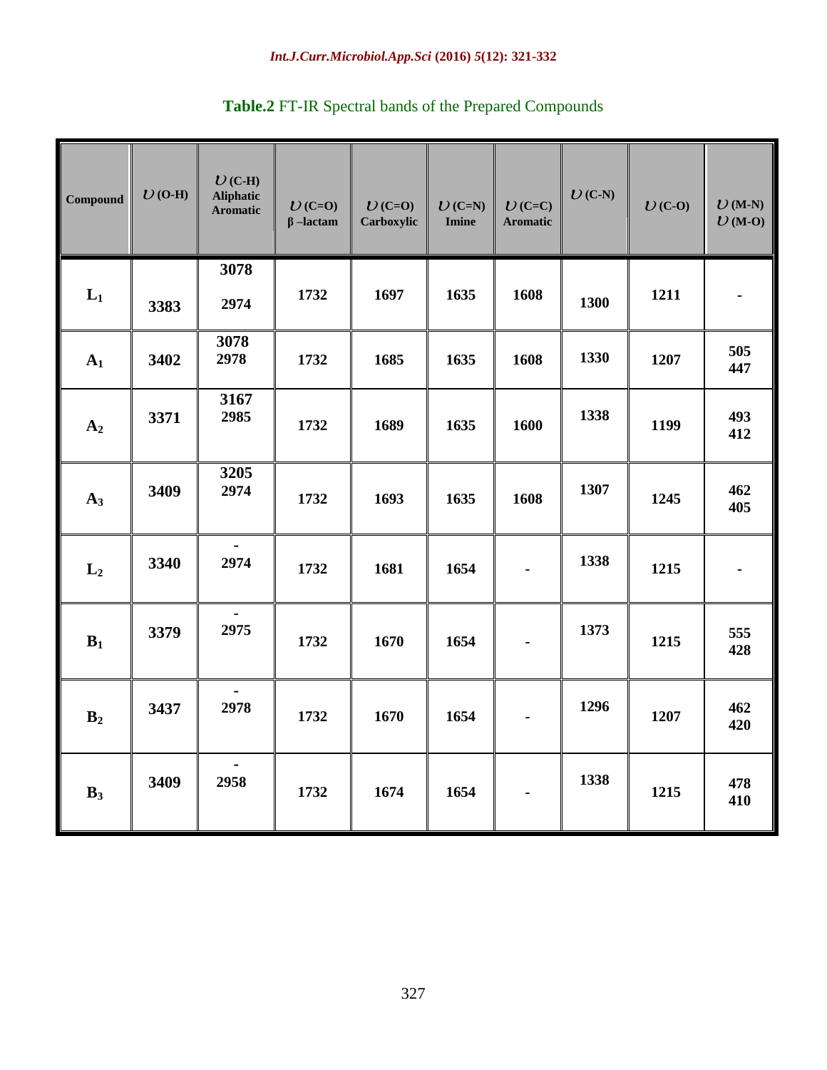**Table.2** FT-IR Spectral bands of the Prepared Compounds

| Compound | $\upsilon$ (O-H) | $\upsilon$ (C-H) Aliphatic Aromatic | $\upsilon$ (C=O) β –lactam | $\upsilon$ (C=O) Carboxylic | $\upsilon$ (C=N) Imine | $\upsilon$ (C=C) Aromatic | $\upsilon$ (C-N) | $\upsilon$ (C-O) | $\upsilon$ (M-N) $\upsilon$ (M-O) |
|---|---|---|---|---|---|---|---|---|---|
| $L_1$ | 3383 | 3078 2974 | 1732 | 1697 | 1635 | 1608 | 1300 | 1211 | - |
| $A_1$ | 3402 | 3078 2978 | 1732 | 1685 | 1635 | 1608 | 1330 | 1207 | 505 447 |
| $A_2$ | 3371 | 3167 2985 | 1732 | 1689 | 1635 | 1600 | 1338 | 1199 | 493 412 |
| $A_3$ | 3409 | 3205 2974 | 1732 | 1693 | 1635 | 1608 | 1307 | 1245 | 462 405 |
| $L_2$ | 3340 | - 2974 | 1732 | 1681 | 1654 | - | 1338 | 1215 | - |
| $B_1$ | 3379 | - 2975 | 1732 | 1670 | 1654 | - | 1373 | 1215 | 555 428 |
| $B_2$ | 3437 | - 2978 | 1732 | 1670 | 1654 | - | 1296 | 1207 | 462 420 |
| $B_3$ | 3409 | - 2958 | 1732 | 1674 | 1654 | - | 1338 | 1215 | 478 410 |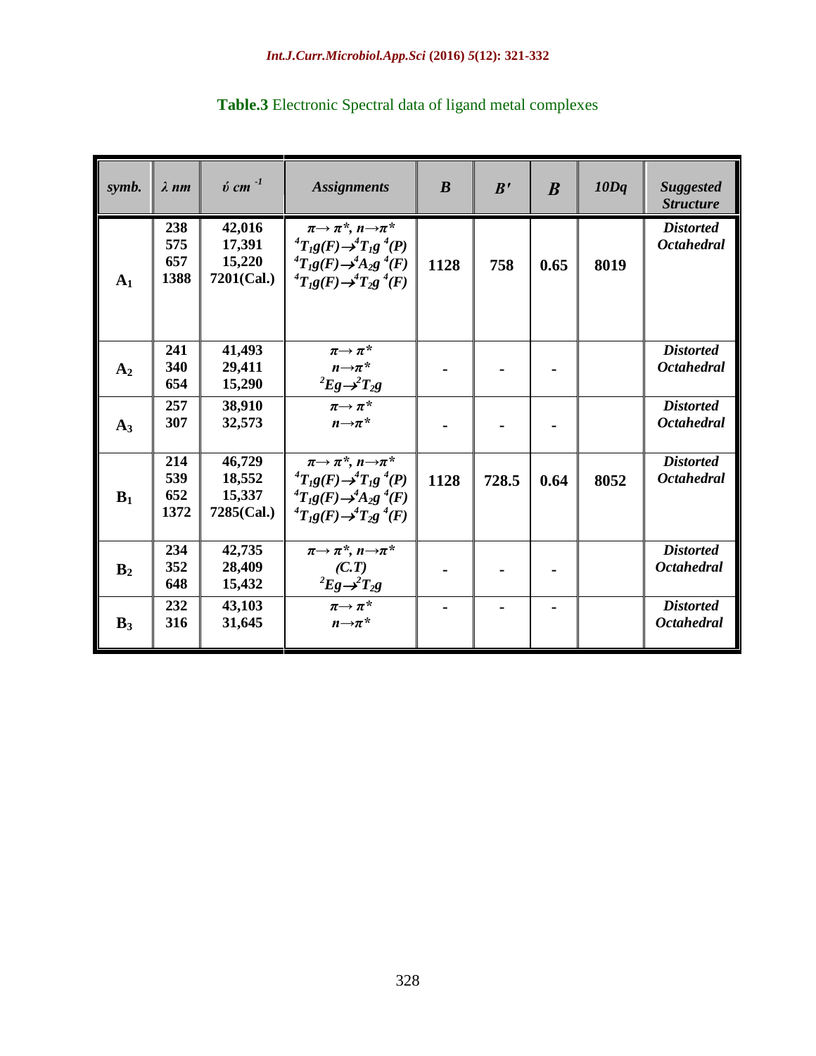**Table.3** Electronic Spectral data of ligand metal complexes

| symb. | λ nm | ύ $cm^{-1}$ | Assignments | B | B′ | β | 10Dq | Suggested Structure |
|---|---|---|---|---|---|---|---|---|
| $A_1$ | 238<br>575<br>657<br>1388 | 42,016<br>17,391<br>15,220<br>7201(Cal.) | $\pi \rightarrow \pi^*$, $n \rightarrow \pi^*$<br>$^4T_1g(F) \rightarrow ^4T_1g\ ^4(P)$<br>$^4T_1g(F) \rightarrow ^4A_2g\ ^4(F)$<br>$^4T_1g(F) \rightarrow ^4T_2g\ ^4(F)$ | 1128 | 758 | 0.65 | 8019 | Distorted Octahedral |
| $A_2$ | 241<br>340<br>654 | 41,493<br>29,411<br>15,290 | $\pi \rightarrow \pi^*$<br>$n \rightarrow \pi^*$<br>$^2Eg \rightarrow ^2T_2g$ | - | - | - | | Distorted Octahedral |
| $A_3$ | 257<br>307 | 38,910<br>32,573 | $\pi \rightarrow \pi^*$<br>$n \rightarrow \pi^*$ | - | - | - | | Distorted Octahedral |
| $B_1$ | 214<br>539<br>652<br>1372 | 46,729<br>18,552<br>15,337<br>7285(Cal.) | $\pi \rightarrow \pi^*$, $n \rightarrow \pi^*$<br>$^4T_1g(F) \rightarrow ^4T_1g\ ^4(P)$<br>$^4T_1g(F) \rightarrow ^4A_2g\ ^4(F)$<br>$^4T_1g(F) \rightarrow ^4T_2g\ ^4(F)$ | 1128 | 728.5 | 0.64 | 8052 | Distorted Octahedral |
| $B_2$ | 234<br>352<br>648 | 42,735<br>28,409<br>15,432 | $\pi \rightarrow \pi^*$, $n \rightarrow \pi^*$<br>(C.T)<br>$^2Eg \rightarrow ^2T_2g$ | - | - | - | | Distorted Octahedral |
| $B_3$ | 232<br>316 | 43,103<br>31,645 | $\pi \rightarrow \pi^*$<br>$n \rightarrow \pi^*$ | - | - | - | | Distorted Octahedral |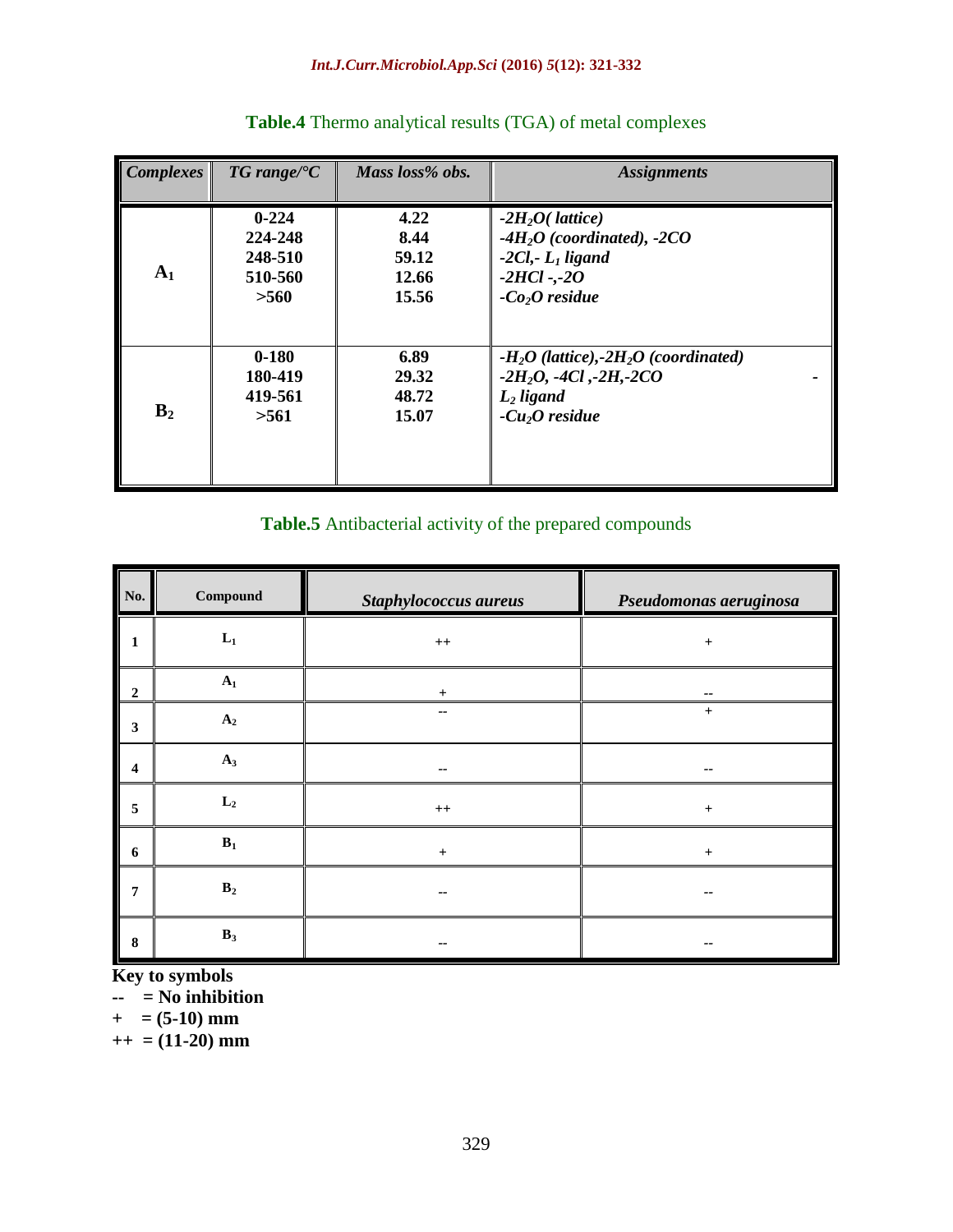**Table.4** Thermo analytical results (TGA) of metal complexes

| *Complexes* | *TG range/°C* | *Mass loss% obs.* | *Assignments* |
|---|---|---|---|
| $A_1$ | 0-224<br>224-248<br>248-510<br>510-560<br>>560 | 4.22<br>8.44<br>59.12<br>12.66<br>15.56 | *$-2H_2O$( lattice)*<br>*$-4H_2O$ (coordinated), -2CO*<br>*-2Cl,- $L_1$ ligand*<br>*-2HCl -,-2O*<br>*$-Co_2O$ residue* |
| $B_2$ | 0-180<br>180-419<br>419-561<br>>561 | 6.89<br>29.32<br>48.72<br>15.07 | *$-H_2O$ (lattice),$-2H_2O$ (coordinated)*<br>*$-2H_2O$, -4Cl ,-2H,-2CO -*<br>*$L_2$ ligand*<br>*$-Cu_2O$ residue* |

**Table.5** Antibacterial activity of the prepared compounds

| No. | Compound | *Staphylococcus aureus* | *Pseudomonas aeruginosa* |
|---|---|---|---|
| 1 | $L_1$ | ++ | + |
| 2 | $A_1$ | + | -- |
| 3 | $A_2$ | -- | + |
| 4 | $A_3$ | -- | -- |
| 5 | $L_2$ | ++ | + |
| 6 | $B_1$ | + | + |
| 7 | $B_2$ | -- | -- |
| 8 | $B_3$ | -- | -- |

**Key to symbols**

**-- = No inhibition**

**+ = (5-10) mm**

**++ = (11-20) mm**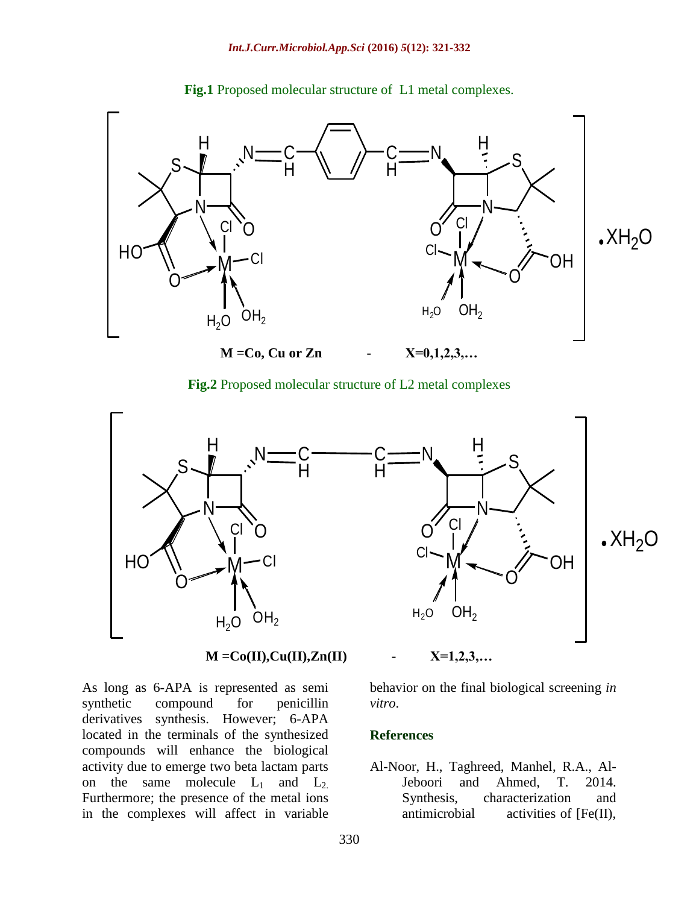**Fig.1** Proposed molecular structure of L1 metal complexes.

**M =Co, Cu or Zn - X=0,1,2,3,…**

**Fig.2** Proposed molecular structure of L2 metal complexes

**M =Co(II),Cu(II),Zn(II) - X=1,2,3,…**

As long as 6-APA is represented as semi synthetic compound for penicillin derivatives synthesis. However; 6-APA located in the terminals of the synthesized compounds will enhance the biological activity due to emerge two beta lactam parts on the same molecule $L_1$ and $L_2$. Furthermore; the presence of the metal ions in the complexes will affect in variable behavior on the final biological screening *in vitro*.

## References

Al-Noor, H., Taghreed, Manhel, R.A., Al-Jeboori and Ahmed, T. 2014. Synthesis, characterization and antimicrobial activities of [Fe(II),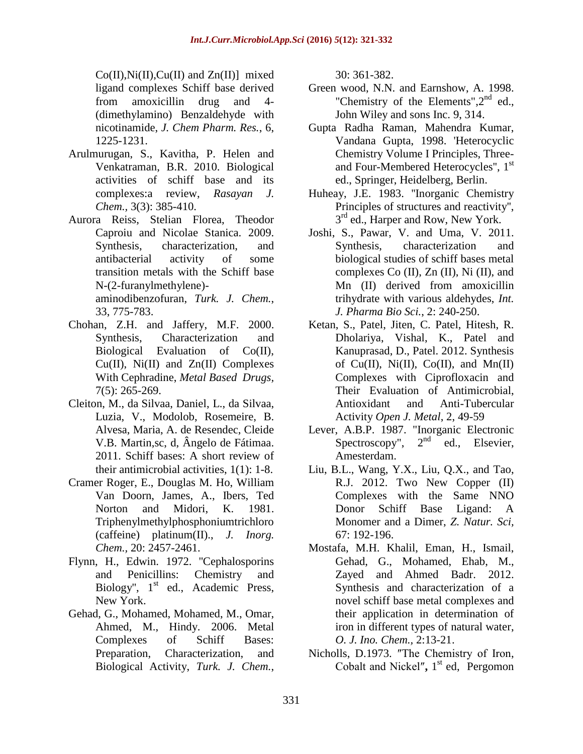Co(II),Ni(II),Cu(II) and Zn(II)] mixed ligand complexes Schiff base derived from amoxicillin drug and 4-(dimethylamino) Benzaldehyde with nicotinamide, *J. Chem Pharm. Res.*, 6, 1225-1231.

Arulmurugan, S., Kavitha, P. Helen and Venkatraman, B.R. 2010. Biological activities of schiff base and its complexes:a review, *Rasayan J. Chem.*, 3(3): 385-410.

Aurora Reiss, Stelian Florea, Theodor Caproiu and Nicolae Stanica. 2009. Synthesis, characterization, and antibacterial activity of some transition metals with the Schiff base N-(2-furanylmethylene)-aminodibenzofuran, *Turk. J. Chem.*, 33, 775-783.

Chohan, Z.H. and Jaffery, M.F. 2000. Synthesis, Characterization and Biological Evaluation of Co(II), Cu(II), Ni(II) and Zn(II) Complexes With Cephradine, *Metal Based Drugs*, 7(5): 265-269.

Cleiton, M., da Silvaa, Daniel, L., da Silvaa, Luzia, V., Modolob, Rosemeire, B. Alvesa, Maria, A. de Resendec, Cleide V.B. Martin,sc, d, Ângelo de Fátimaa. 2011. Schiff bases: A short review of their antimicrobial activities, 1(1): 1-8.

Cramer Roger, E., Douglas M. Ho, William Van Doorn, James, A., Ibers, Ted Norton and Midori, K. 1981. Triphenylmethylphosphoniumtrichloro (caffeine) platinum(II)., *J. Inorg. Chem.*, 20: 2457-2461.

Flynn, H., Edwin. 1972. "Cephalosporins and Penicillins: Chemistry and Biology", 1st ed., Academic Press, New York.

Gehad, G., Mohamed, Mohamed, M., Omar, Ahmed, M., Hindy. 2006. Metal Complexes of Schiff Bases: Preparation, Characterization, and Biological Activity, *Turk. J. Chem.*, 30: 361-382.

Green wood, N.N. and Earnshow, A. 1998. "Chemistry of the Elements",2nd ed., John Wiley and sons Inc. 9, 314.

Gupta Radha Raman, Mahendra Kumar, Vandana Gupta, 1998. 'Heterocyclic Chemistry Volume I Principles, Three-and Four-Membered Heterocycles", 1st ed., Springer, Heidelberg, Berlin.

Huheay, J.E. 1983. "Inorganic Chemistry Principles of structures and reactivity", 3rd ed., Harper and Row, New York.

Joshi, S., Pawar, V. and Uma, V. 2011. Synthesis, characterization and biological studies of schiff bases metal complexes Co (II), Zn (II), Ni (II), and Mn (II) derived from amoxicillin trihydrate with various aldehydes, *Int. J. Pharma Bio Sci.*, 2: 240-250.

Ketan, S., Patel, Jiten, C. Patel, Hitesh, R. Dholariya, Vishal, K., Patel and Kanuprasad, D., Patel. 2012. Synthesis of Cu(II), Ni(II), Co(II), and Mn(II) Complexes with Ciprofloxacin and Their Evaluation of Antimicrobial, Antioxidant and Anti-Tubercular Activity *Open J. Metal*, 2, 49-59

Lever, A.B.P. 1987. "Inorganic Electronic Spectroscopy", 2nd ed., Elsevier, Amesterdam.

Liu, B.L., Wang, Y.X., Liu, Q.X., and Tao, R.J. 2012. Two New Copper (II) Complexes with the Same NNO Donor Schiff Base Ligand: A Monomer and a Dimer, *Z. Natur. Sci*, 67: 192-196.

Mostafa, M.H. Khalil, Eman, H., Ismail, Gehad, G., Mohamed, Ehab, M., Zayed and Ahmed Badr. 2012. Synthesis and characterization of a novel schiff base metal complexes and their application in determination of iron in different types of natural water, *O. J. Ino. Chem.*, 2:13-21.

Nicholls, D.1973. "The Chemistry of Iron, Cobalt and Nickel", 1st ed, Pergomon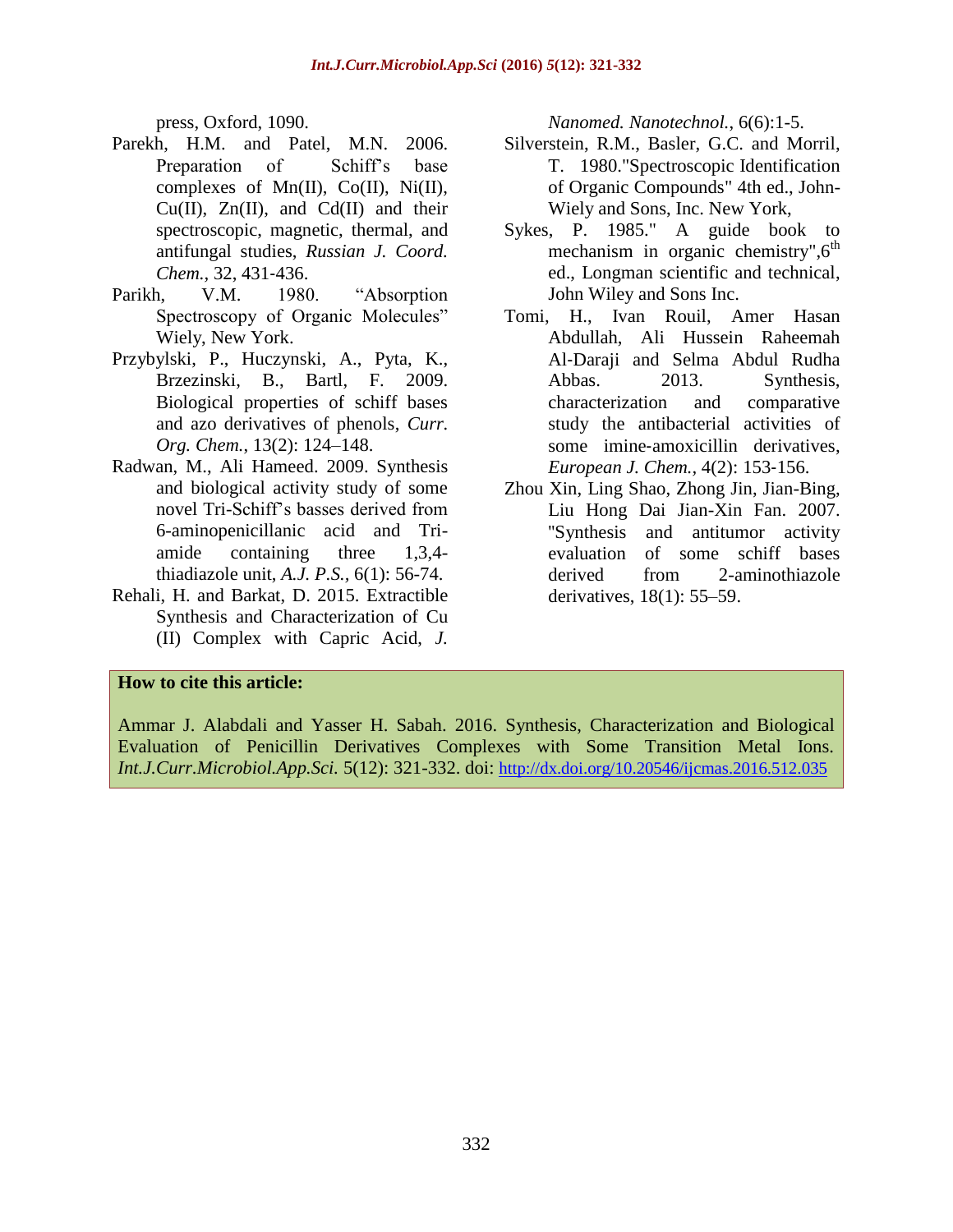press, Oxford, 1090.

Parekh, H.M. and Patel, M.N. 2006. Preparation of Schiff's base complexes of Mn(II), Co(II), Ni(II), Cu(II), Zn(II), and Cd(II) and their spectroscopic, magnetic, thermal, and antifungal studies, *Russian J. Coord. Chem.*, 32, 431-436.

Parikh, V.M. 1980. "Absorption Spectroscopy of Organic Molecules" Wiely, New York.

Przybylski, P., Huczynski, A., Pyta, K., Brzezinski, B., Bartl, F. 2009. Biological properties of schiff bases and azo derivatives of phenols, *Curr. Org. Chem.*, 13(2): 124–148.

Radwan, M., Ali Hameed. 2009. Synthesis and biological activity study of some novel Tri-Schiff's basses derived from 6-aminopenicillanic acid and Tri-amide containing three 1,3,4-thiadiazole unit, *A.J. P.S.*, 6(1): 56-74.

Rehali, H. and Barkat, D. 2015. Extractible Synthesis and Characterization of Cu (II) Complex with Capric Acid, *J. Nanomed. Nanotechnol.*, 6(6):1-5.

Silverstein, R.M., Basler, G.C. and Morril, T. 1980."Spectroscopic Identification of Organic Compounds" 4th ed., John-Wiely and Sons, Inc. New York,

Sykes, P. 1985." A guide book to mechanism in organic chemistry",6[th] ed., Longman scientific and technical, John Wiley and Sons Inc.

Tomi, H., Ivan Rouil, Amer Hasan Abdullah, Ali Hussein Raheemah Al-Daraji and Selma Abdul Rudha Abbas. 2013. Synthesis, characterization and comparative study the antibacterial activities of some imine-amoxicillin derivatives, *European J. Chem.*, 4(2): 153-156.

Zhou Xin, Ling Shao, Zhong Jin, Jian-Bing, Liu Hong Dai Jian-Xin Fan. 2007. "Synthesis and antitumor activity evaluation of some schiff bases derived from 2-aminothiazole derivatives, 18(1): 55–59.

**How to cite this article:**

Ammar J. Alabdali and Yasser H. Sabah. 2016. Synthesis, Characterization and Biological Evaluation of Penicillin Derivatives Complexes with Some Transition Metal Ions. *Int.J.Curr.Microbiol.App.Sci.* 5(12): 321-332. doi: http://dx.doi.org/10.20546/ijcmas.2016.512.035